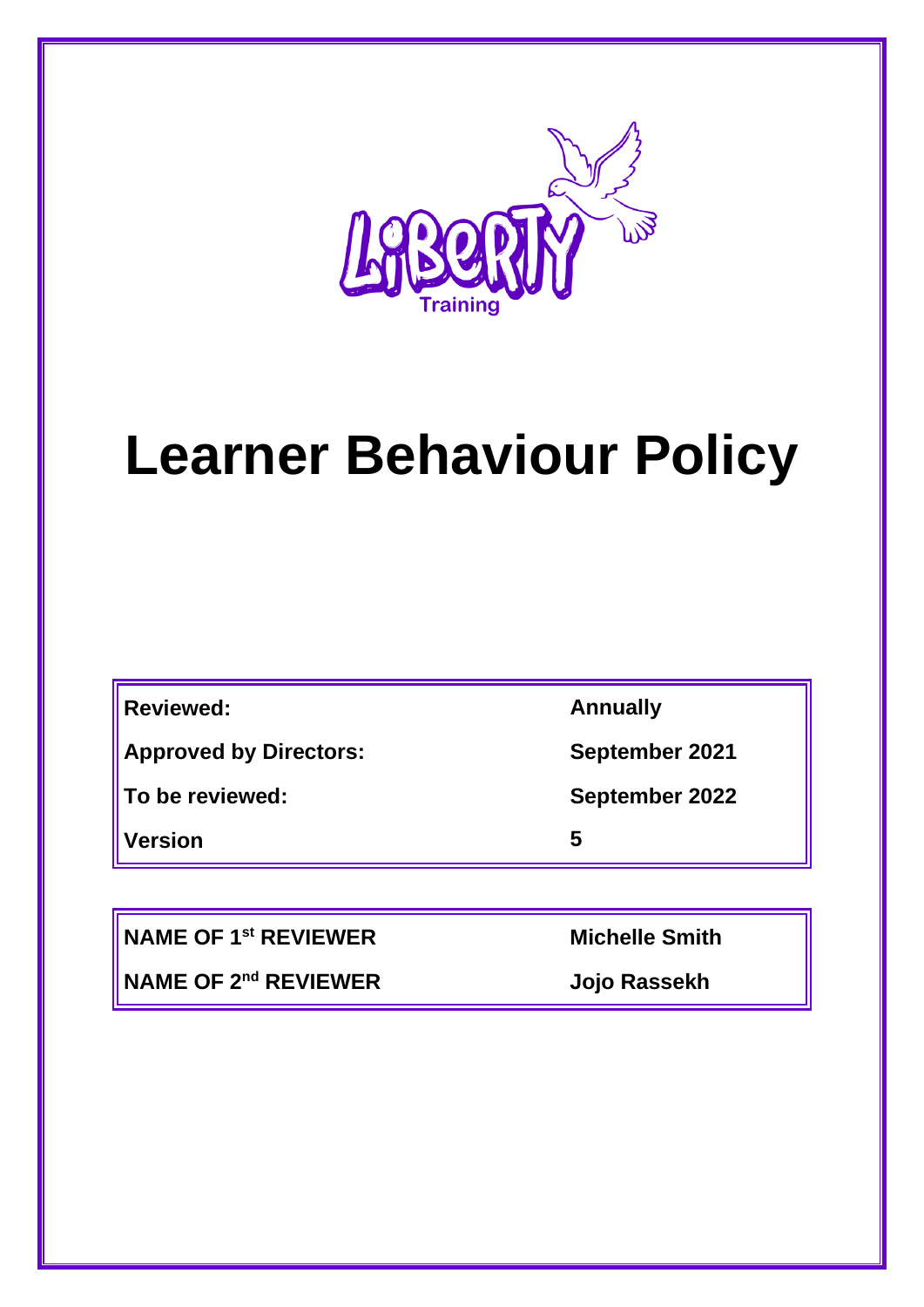# Learner Behaviour Policy

| | |
|---|---|
| **Reviewed:** | **Annually** |
| **Approved by Directors:** | **September 2021** |
| **To be reviewed:** | **September 2022** |
| **Version** | **5** |

| | |
|---|---|
| **NAME OF 1st REVIEWER** | **Michelle Smith** |
| **NAME OF 2nd REVIEWER** | **Jojo Rassekh** |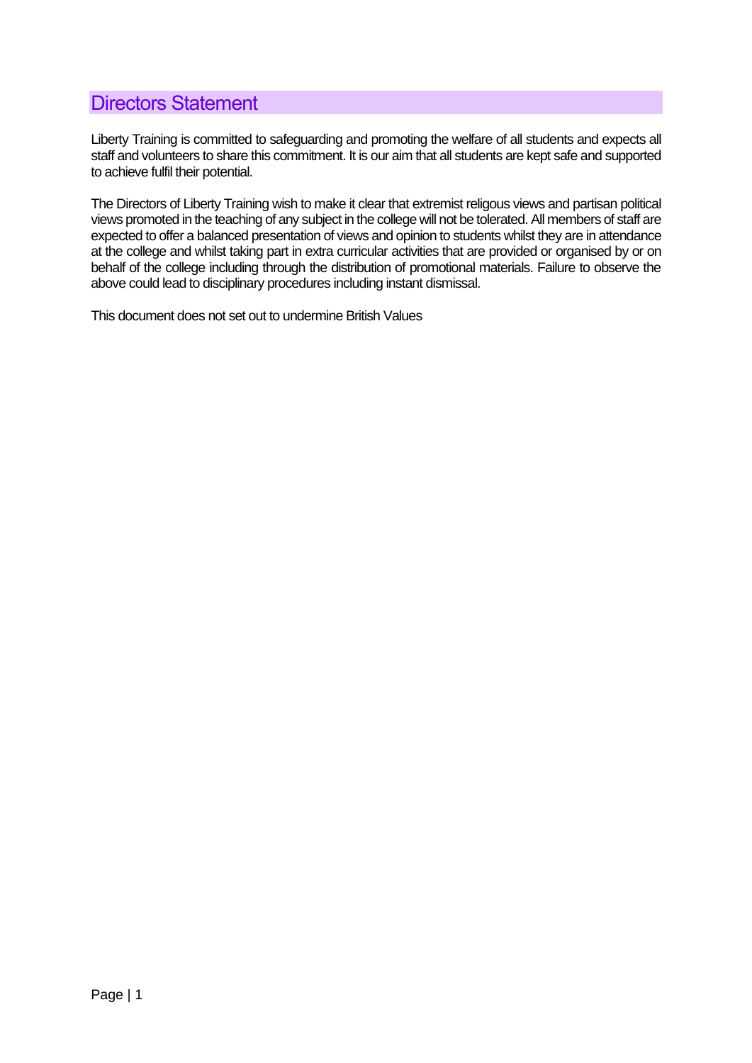## Directors Statement

Liberty Training is committed to safeguarding and promoting the welfare of all students and expects all staff and volunteers to share this commitment. It is our aim that all students are kept safe and supported to achieve fulfil their potential.

The Directors of Liberty Training wish to make it clear that extremist religous views and partisan political views promoted in the teaching of any subject in the college will not be tolerated. All members of staff are expected to offer a balanced presentation of views and opinion to students whilst they are in attendance at the college and whilst taking part in extra curricular activities that are provided or organised by or on behalf of the college including through the distribution of promotional materials. Failure to observe the above could lead to disciplinary procedures including instant dismissal.

This document does not set out to undermine British Values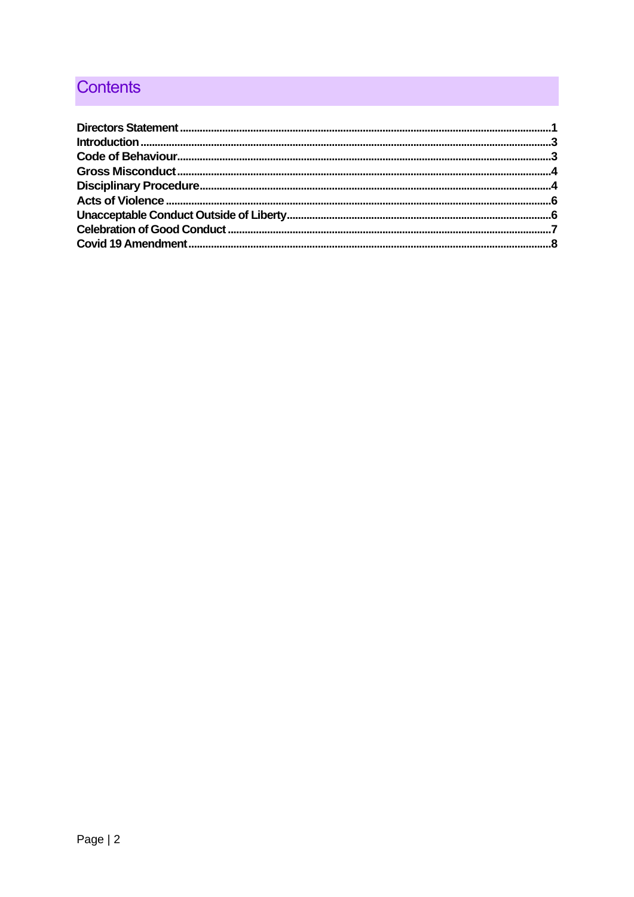# Contents

**Directors Statement** ........ 1
**Introduction** ........ 3
**Code of Behaviour** ........ 3
**Gross Misconduct** ........ 4
**Disciplinary Procedure** ........ 4
**Acts of Violence** ........ 6
**Unacceptable Conduct Outside of Liberty** ........ 6
**Celebration of Good Conduct** ........ 7
**Covid 19 Amendment** ........ 8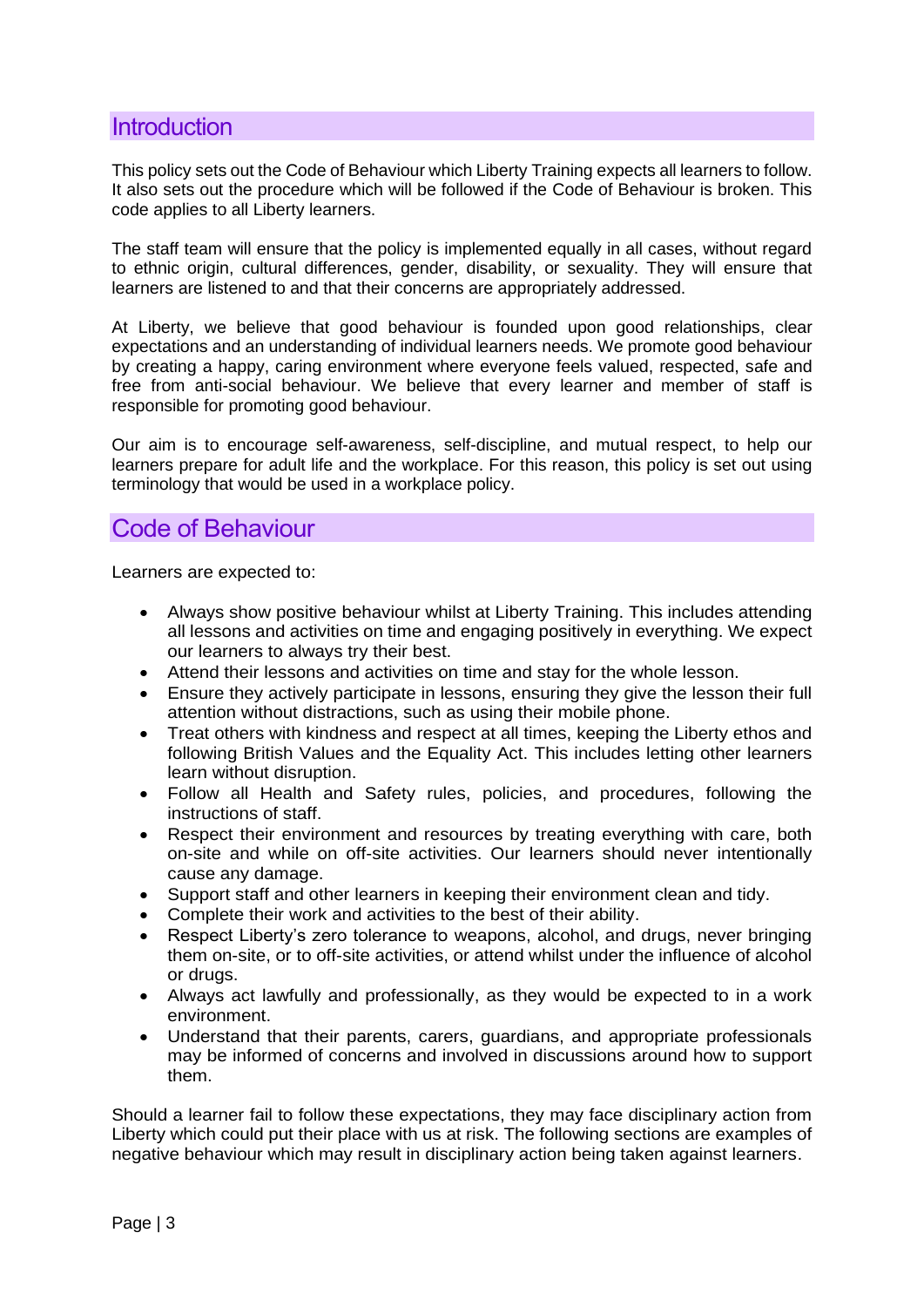## Introduction

This policy sets out the Code of Behaviour which Liberty Training expects all learners to follow. It also sets out the procedure which will be followed if the Code of Behaviour is broken. This code applies to all Liberty learners.

The staff team will ensure that the policy is implemented equally in all cases, without regard to ethnic origin, cultural differences, gender, disability, or sexuality. They will ensure that learners are listened to and that their concerns are appropriately addressed.

At Liberty, we believe that good behaviour is founded upon good relationships, clear expectations and an understanding of individual learners needs. We promote good behaviour by creating a happy, caring environment where everyone feels valued, respected, safe and free from anti-social behaviour. We believe that every learner and member of staff is responsible for promoting good behaviour.

Our aim is to encourage self-awareness, self-discipline, and mutual respect, to help our learners prepare for adult life and the workplace. For this reason, this policy is set out using terminology that would be used in a workplace policy.

## Code of Behaviour

Learners are expected to:

- Always show positive behaviour whilst at Liberty Training. This includes attending all lessons and activities on time and engaging positively in everything. We expect our learners to always try their best.
- Attend their lessons and activities on time and stay for the whole lesson.
- Ensure they actively participate in lessons, ensuring they give the lesson their full attention without distractions, such as using their mobile phone.
- Treat others with kindness and respect at all times, keeping the Liberty ethos and following British Values and the Equality Act. This includes letting other learners learn without disruption.
- Follow all Health and Safety rules, policies, and procedures, following the instructions of staff.
- Respect their environment and resources by treating everything with care, both on-site and while on off-site activities. Our learners should never intentionally cause any damage.
- Support staff and other learners in keeping their environment clean and tidy.
- Complete their work and activities to the best of their ability.
- Respect Liberty's zero tolerance to weapons, alcohol, and drugs, never bringing them on-site, or to off-site activities, or attend whilst under the influence of alcohol or drugs.
- Always act lawfully and professionally, as they would be expected to in a work environment.
- Understand that their parents, carers, guardians, and appropriate professionals may be informed of concerns and involved in discussions around how to support them.

Should a learner fail to follow these expectations, they may face disciplinary action from Liberty which could put their place with us at risk. The following sections are examples of negative behaviour which may result in disciplinary action being taken against learners.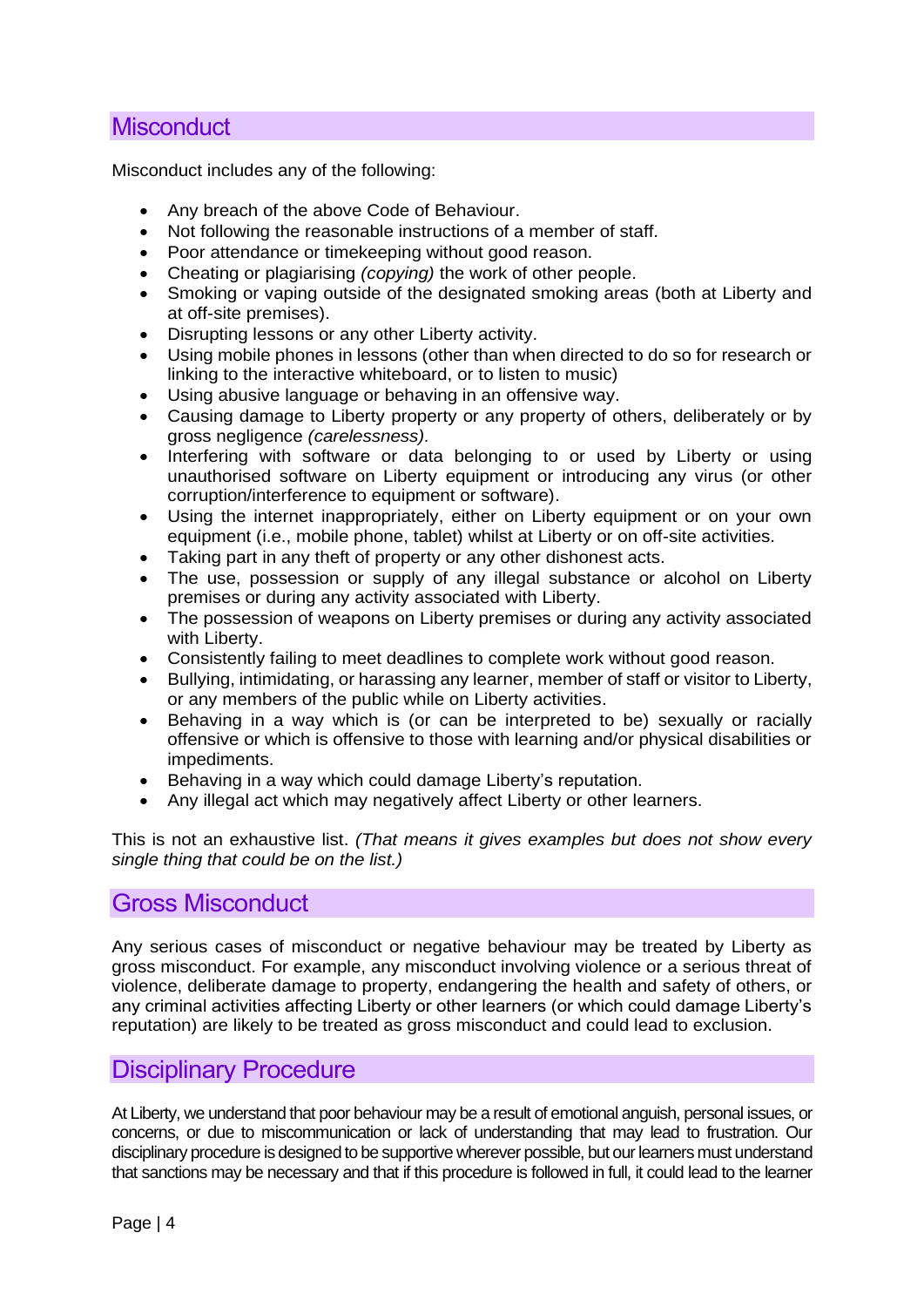## Misconduct

Misconduct includes any of the following:

- Any breach of the above Code of Behaviour.
- Not following the reasonable instructions of a member of staff.
- Poor attendance or timekeeping without good reason.
- Cheating or plagiarising *(copying)* the work of other people.
- Smoking or vaping outside of the designated smoking areas (both at Liberty and at off-site premises).
- Disrupting lessons or any other Liberty activity.
- Using mobile phones in lessons (other than when directed to do so for research or linking to the interactive whiteboard, or to listen to music)
- Using abusive language or behaving in an offensive way.
- Causing damage to Liberty property or any property of others, deliberately or by gross negligence *(carelessness).*
- Interfering with software or data belonging to or used by Liberty or using unauthorised software on Liberty equipment or introducing any virus (or other corruption/interference to equipment or software).
- Using the internet inappropriately, either on Liberty equipment or on your own equipment (i.e., mobile phone, tablet) whilst at Liberty or on off-site activities.
- Taking part in any theft of property or any other dishonest acts.
- The use, possession or supply of any illegal substance or alcohol on Liberty premises or during any activity associated with Liberty.
- The possession of weapons on Liberty premises or during any activity associated with Liberty.
- Consistently failing to meet deadlines to complete work without good reason.
- Bullying, intimidating, or harassing any learner, member of staff or visitor to Liberty, or any members of the public while on Liberty activities.
- Behaving in a way which is (or can be interpreted to be) sexually or racially offensive or which is offensive to those with learning and/or physical disabilities or impediments.
- Behaving in a way which could damage Liberty's reputation.
- Any illegal act which may negatively affect Liberty or other learners.

This is not an exhaustive list. *(That means it gives examples but does not show every single thing that could be on the list.)*

## Gross Misconduct

Any serious cases of misconduct or negative behaviour may be treated by Liberty as gross misconduct. For example, any misconduct involving violence or a serious threat of violence, deliberate damage to property, endangering the health and safety of others, or any criminal activities affecting Liberty or other learners (or which could damage Liberty's reputation) are likely to be treated as gross misconduct and could lead to exclusion.

## Disciplinary Procedure

At Liberty, we understand that poor behaviour may be a result of emotional anguish, personal issues, or concerns, or due to miscommunication or lack of understanding that may lead to frustration. Our disciplinary procedure is designed to be supportive wherever possible, but our learners must understand that sanctions may be necessary and that if this procedure is followed in full, it could lead to the learner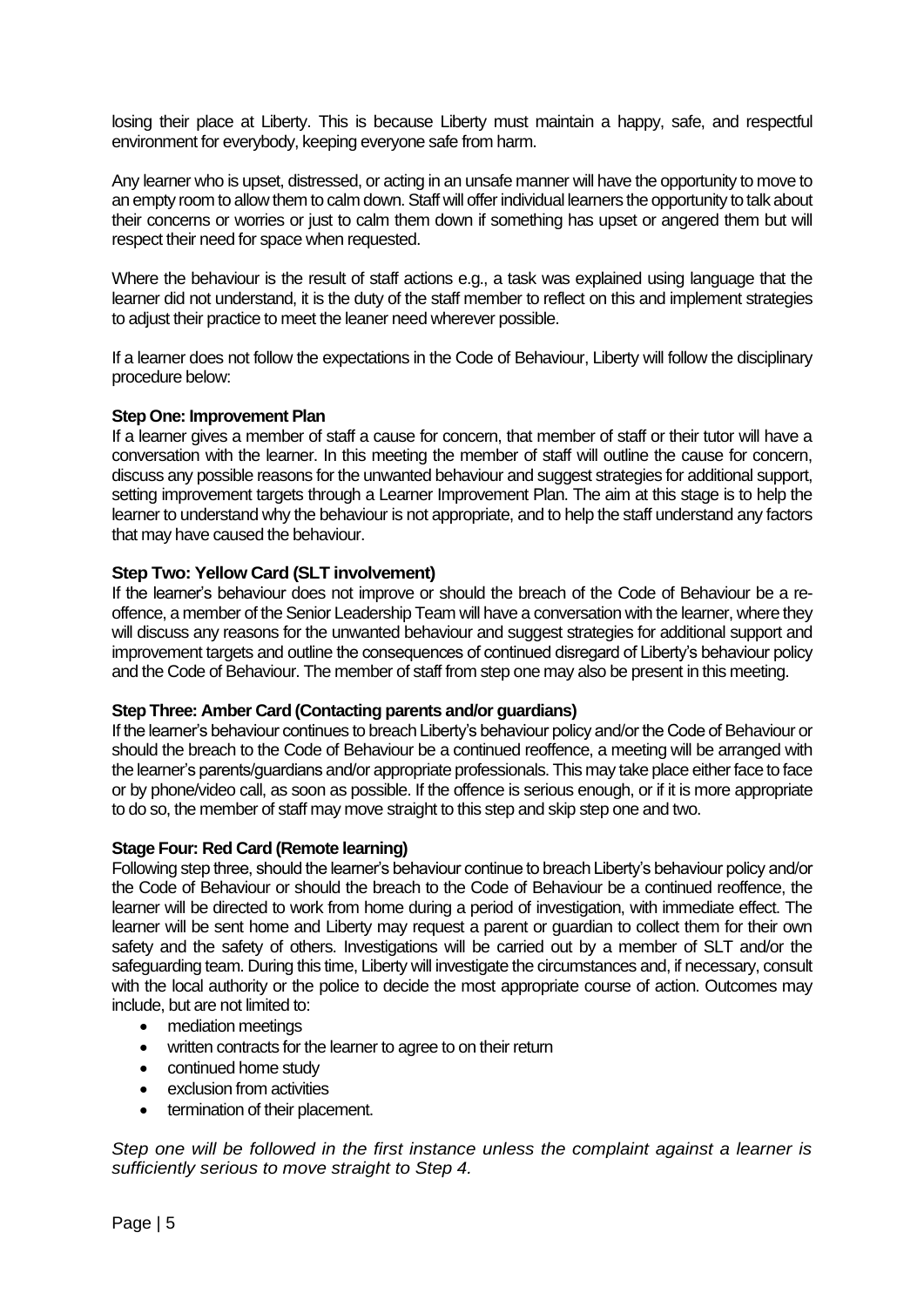losing their place at Liberty. This is because Liberty must maintain a happy, safe, and respectful environment for everybody, keeping everyone safe from harm.

Any learner who is upset, distressed, or acting in an unsafe manner will have the opportunity to move to an empty room to allow them to calm down. Staff will offer individual learners the opportunity to talk about their concerns or worries or just to calm them down if something has upset or angered them but will respect their need for space when requested.

Where the behaviour is the result of staff actions e.g., a task was explained using language that the learner did not understand, it is the duty of the staff member to reflect on this and implement strategies to adjust their practice to meet the leaner need wherever possible.

If a learner does not follow the expectations in the Code of Behaviour, Liberty will follow the disciplinary procedure below:

**Step One: Improvement Plan**
If a learner gives a member of staff a cause for concern, that member of staff or their tutor will have a conversation with the learner. In this meeting the member of staff will outline the cause for concern, discuss any possible reasons for the unwanted behaviour and suggest strategies for additional support, setting improvement targets through a Learner Improvement Plan. The aim at this stage is to help the learner to understand why the behaviour is not appropriate, and to help the staff understand any factors that may have caused the behaviour.

**Step Two: Yellow Card (SLT involvement)**
If the learner's behaviour does not improve or should the breach of the Code of Behaviour be a re-offence, a member of the Senior Leadership Team will have a conversation with the learner, where they will discuss any reasons for the unwanted behaviour and suggest strategies for additional support and improvement targets and outline the consequences of continued disregard of Liberty's behaviour policy and the Code of Behaviour. The member of staff from step one may also be present in this meeting.

**Step Three: Amber Card (Contacting parents and/or guardians)**
If the learner's behaviour continues to breach Liberty's behaviour policy and/or the Code of Behaviour or should the breach to the Code of Behaviour be a continued reoffence, a meeting will be arranged with the learner's parents/guardians and/or appropriate professionals. This may take place either face to face or by phone/video call, as soon as possible. If the offence is serious enough, or if it is more appropriate to do so, the member of staff may move straight to this step and skip step one and two.

**Stage Four: Red Card (Remote learning)**
Following step three, should the learner's behaviour continue to breach Liberty's behaviour policy and/or the Code of Behaviour or should the breach to the Code of Behaviour be a continued reoffence, the learner will be directed to work from home during a period of investigation, with immediate effect. The learner will be sent home and Liberty may request a parent or guardian to collect them for their own safety and the safety of others. Investigations will be carried out by a member of SLT and/or the safeguarding team. During this time, Liberty will investigate the circumstances and, if necessary, consult with the local authority or the police to decide the most appropriate course of action. Outcomes may include, but are not limited to:

- mediation meetings
- written contracts for the learner to agree to on their return
- continued home study
- exclusion from activities
- termination of their placement.

*Step one will be followed in the first instance unless the complaint against a learner is sufficiently serious to move straight to Step 4.*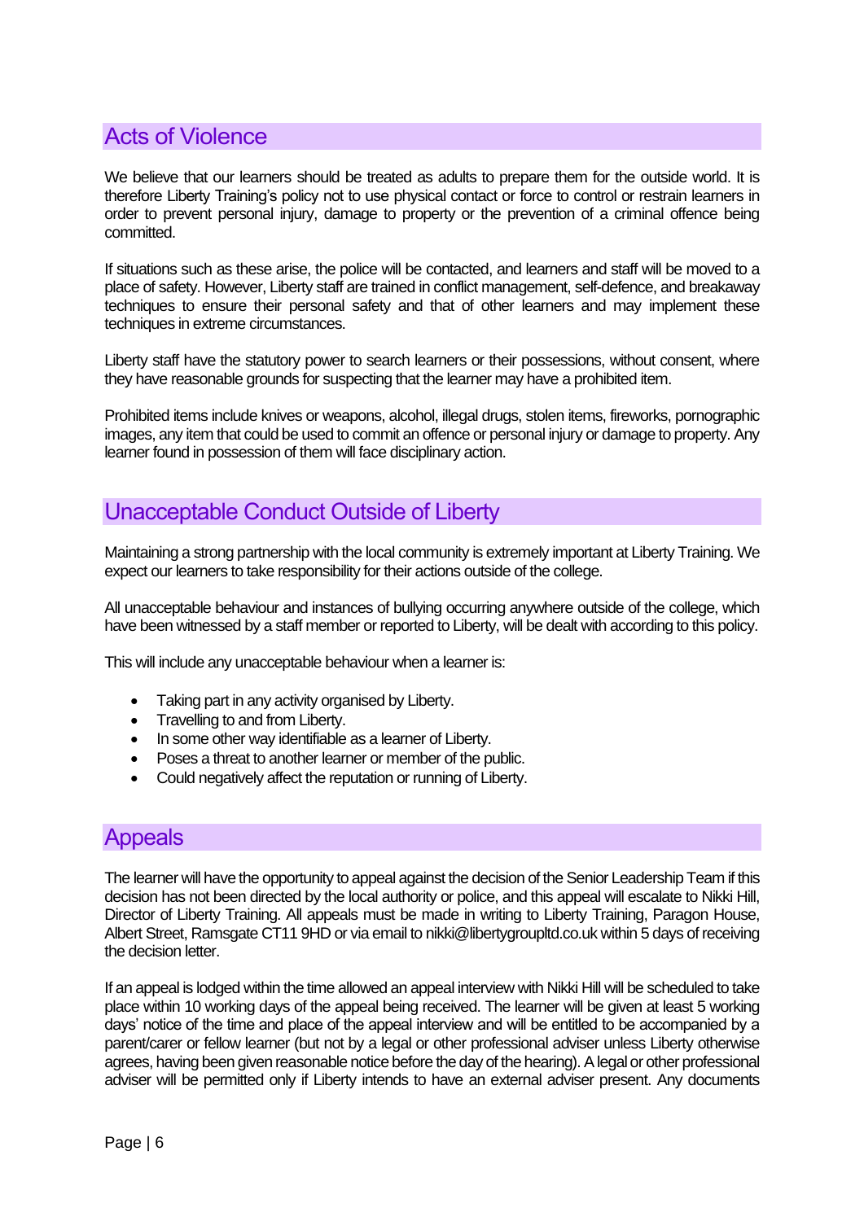## Acts of Violence

We believe that our learners should be treated as adults to prepare them for the outside world. It is therefore Liberty Training's policy not to use physical contact or force to control or restrain learners in order to prevent personal injury, damage to property or the prevention of a criminal offence being committed.

If situations such as these arise, the police will be contacted, and learners and staff will be moved to a place of safety. However, Liberty staff are trained in conflict management, self-defence, and breakaway techniques to ensure their personal safety and that of other learners and may implement these techniques in extreme circumstances.

Liberty staff have the statutory power to search learners or their possessions, without consent, where they have reasonable grounds for suspecting that the learner may have a prohibited item.

Prohibited items include knives or weapons, alcohol, illegal drugs, stolen items, fireworks, pornographic images, any item that could be used to commit an offence or personal injury or damage to property. Any learner found in possession of them will face disciplinary action.

## Unacceptable Conduct Outside of Liberty

Maintaining a strong partnership with the local community is extremely important at Liberty Training. We expect our learners to take responsibility for their actions outside of the college.

All unacceptable behaviour and instances of bullying occurring anywhere outside of the college, which have been witnessed by a staff member or reported to Liberty, will be dealt with according to this policy.

This will include any unacceptable behaviour when a learner is:

- Taking part in any activity organised by Liberty.
- Travelling to and from Liberty.
- In some other way identifiable as a learner of Liberty.
- Poses a threat to another learner or member of the public.
- Could negatively affect the reputation or running of Liberty.

## Appeals

The learner will have the opportunity to appeal against the decision of the Senior Leadership Team if this decision has not been directed by the local authority or police, and this appeal will escalate to Nikki Hill, Director of Liberty Training. All appeals must be made in writing to Liberty Training, Paragon House, Albert Street, Ramsgate CT11 9HD or via email to nikki@libertygroupltd.co.uk within 5 days of receiving the decision letter.

If an appeal is lodged within the time allowed an appeal interview with Nikki Hill will be scheduled to take place within 10 working days of the appeal being received. The learner will be given at least 5 working days' notice of the time and place of the appeal interview and will be entitled to be accompanied by a parent/carer or fellow learner (but not by a legal or other professional adviser unless Liberty otherwise agrees, having been given reasonable notice before the day of the hearing). A legal or other professional adviser will be permitted only if Liberty intends to have an external adviser present. Any documents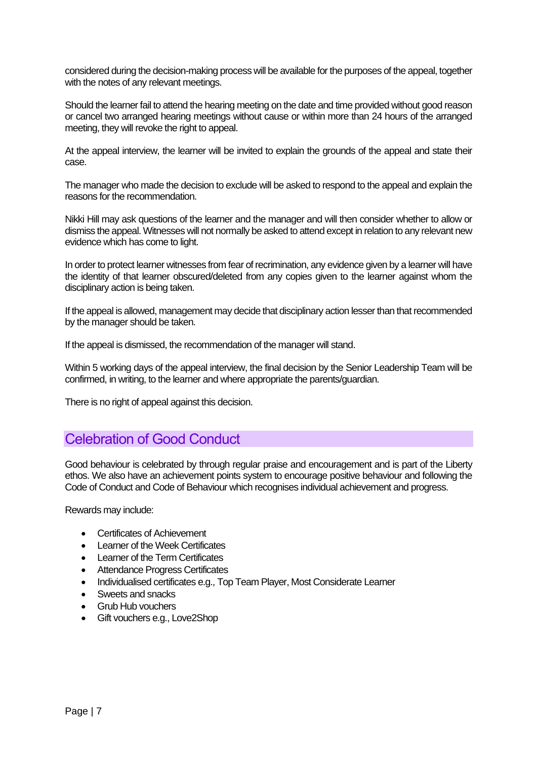considered during the decision-making process will be available for the purposes of the appeal, together with the notes of any relevant meetings.

Should the learner fail to attend the hearing meeting on the date and time provided without good reason or cancel two arranged hearing meetings without cause or within more than 24 hours of the arranged meeting, they will revoke the right to appeal.

At the appeal interview, the learner will be invited to explain the grounds of the appeal and state their case.

The manager who made the decision to exclude will be asked to respond to the appeal and explain the reasons for the recommendation.

Nikki Hill may ask questions of the learner and the manager and will then consider whether to allow or dismiss the appeal. Witnesses will not normally be asked to attend except in relation to any relevant new evidence which has come to light.

In order to protect learner witnesses from fear of recrimination, any evidence given by a learner will have the identity of that learner obscured/deleted from any copies given to the learner against whom the disciplinary action is being taken.

If the appeal is allowed, management may decide that disciplinary action lesser than that recommended by the manager should be taken.

If the appeal is dismissed, the recommendation of the manager will stand.

Within 5 working days of the appeal interview, the final decision by the Senior Leadership Team will be confirmed, in writing, to the learner and where appropriate the parents/guardian.

There is no right of appeal against this decision.

## Celebration of Good Conduct

Good behaviour is celebrated by through regular praise and encouragement and is part of the Liberty ethos. We also have an achievement points system to encourage positive behaviour and following the Code of Conduct and Code of Behaviour which recognises individual achievement and progress.

Rewards may include:

- Certificates of Achievement
- Learner of the Week Certificates
- Learner of the Term Certificates
- Attendance Progress Certificates
- Individualised certificates e.g., Top Team Player, Most Considerate Learner
- Sweets and snacks
- Grub Hub vouchers
- Gift vouchers e.g., Love2Shop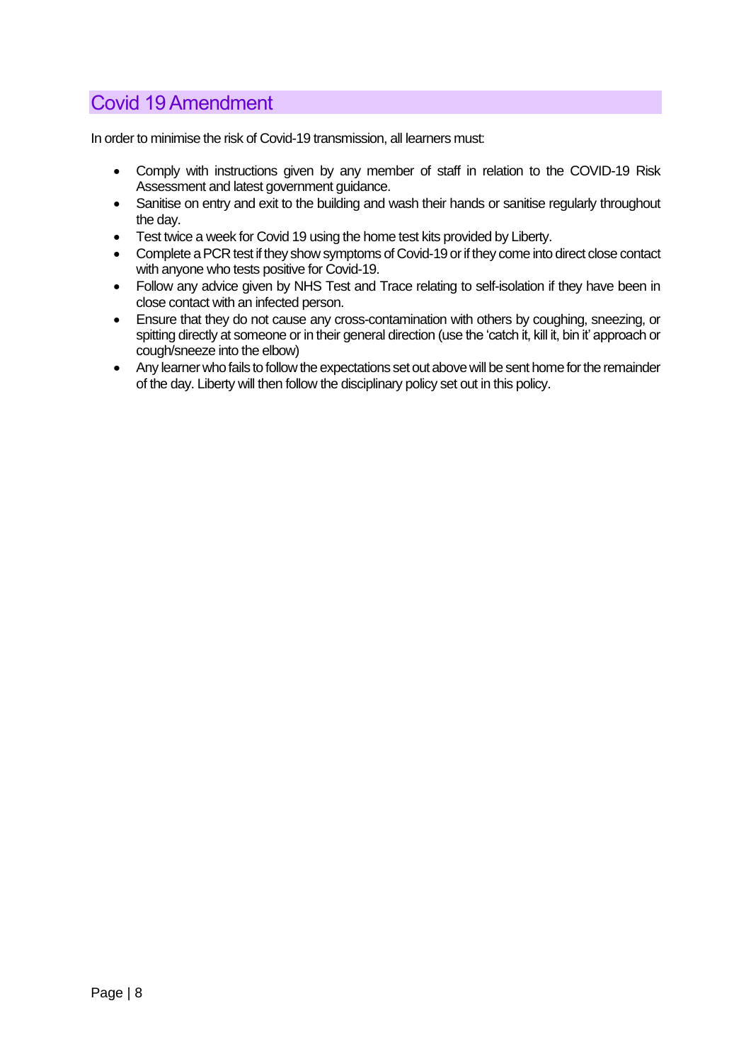## Covid 19 Amendment

In order to minimise the risk of Covid-19 transmission, all learners must:

- Comply with instructions given by any member of staff in relation to the COVID-19 Risk Assessment and latest government guidance.
- Sanitise on entry and exit to the building and wash their hands or sanitise regularly throughout the day.
- Test twice a week for Covid 19 using the home test kits provided by Liberty.
- Complete a PCR test if they show symptoms of Covid-19 or if they come into direct close contact with anyone who tests positive for Covid-19.
- Follow any advice given by NHS Test and Trace relating to self-isolation if they have been in close contact with an infected person.
- Ensure that they do not cause any cross-contamination with others by coughing, sneezing, or spitting directly at someone or in their general direction (use the 'catch it, kill it, bin it' approach or cough/sneeze into the elbow)
- Any learner who fails to follow the expectations set out above will be sent home for the remainder of the day. Liberty will then follow the disciplinary policy set out in this policy.